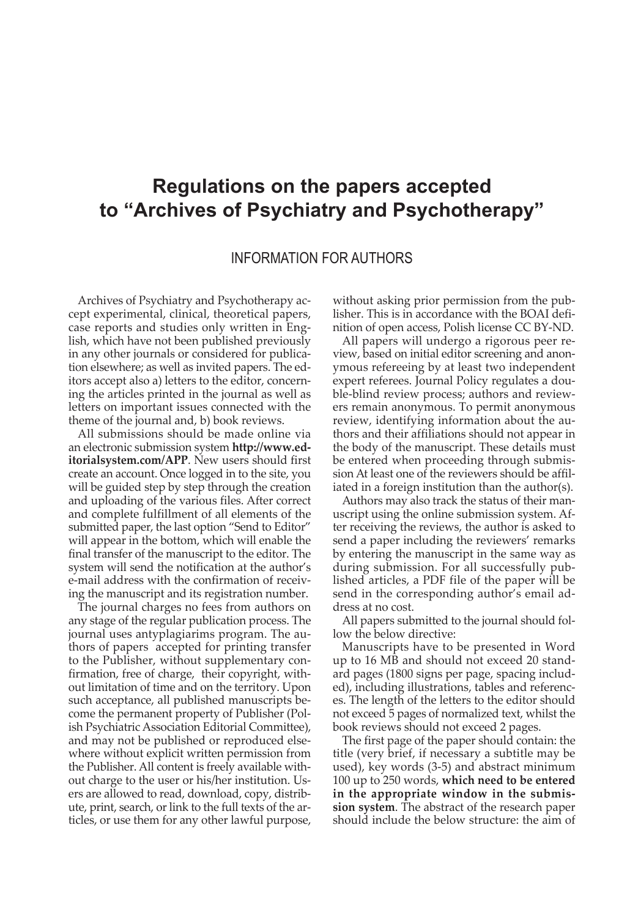# Regulations on the papers accepted to "Archives of Psychiatry and Psychotherapy"

## INFORMATION FOR AUTHORS

Archives of Psychiatry and Psychotherapy accept experimental, clinical, theoretical papers, case reports and studies only written in English, which have not been published previously in any other journals or considered for publication elsewhere; as well as invited papers. The editors accept also a) letters to the editor, concerning the articles printed in the journal as well as letters on important issues connected with the theme of the journal and, b) book reviews.

All submissions should be made online via an electronic submission system **http://www.editorialsystem.com/APP**. New users should first create an account. Once logged in to the site, you will be guided step by step through the creation and uploading of the various files. After correct and complete fulfillment of all elements of the submitted paper, the last option "Send to Editor" will appear in the bottom, which will enable the final transfer of the manuscript to the editor. The system will send the notification at the author's e-mail address with the confirmation of receiving the manuscript and its registration number.

The journal charges no fees from authors on any stage of the regular publication process. The journal uses antyplagiarims program. The authors of papers accepted for printing transfer to the Publisher, without supplementary confirmation, free of charge, their copyright, without limitation of time and on the territory. Upon such acceptance, all published manuscripts become the permanent property of Publisher (Polish Psychiatric Association Editorial Committee), and may not be published or reproduced elsewhere without explicit written permission from the Publisher. All content is freely available without charge to the user or his/her institution. Users are allowed to read, download, copy, distribute, print, search, or link to the full texts of the articles, or use them for any other lawful purpose, without asking prior permission from the publisher. This is in accordance with the BOAI definition of open access, Polish license CC BY-ND.

All papers will undergo a rigorous peer review, based on initial editor screening and anonymous refereeing by at least two independent expert referees. Journal Policy regulates a double-blind review process; authors and reviewers remain anonymous. To permit anonymous review, identifying information about the authors and their affiliations should not appear in the body of the manuscript. These details must be entered when proceeding through submission At least one of the reviewers should be affiliated in a foreign institution than the author(s).

Authors may also track the status of their manuscript using the online submission system. After receiving the reviews, the author is asked to send a paper including the reviewers' remarks by entering the manuscript in the same way as during submission. For all successfully published articles, a PDF file of the paper will be send in the corresponding author's email address at no cost.

All papers submitted to the journal should follow the below directive:

Manuscripts have to be presented in Word up to 16 MB and should not exceed 20 standard pages (1800 signs per page, spacing included), including illustrations, tables and references. The length of the letters to the editor should not exceed 5 pages of normalized text, whilst the book reviews should not exceed 2 pages.

The first page of the paper should contain: the title (very brief, if necessary a subtitle may be used), key words (3-5) and abstract minimum 100 up to 250 words, **which need to be entered in the appropriate window in the submission system**. The abstract of the research paper should include the below structure: the aim of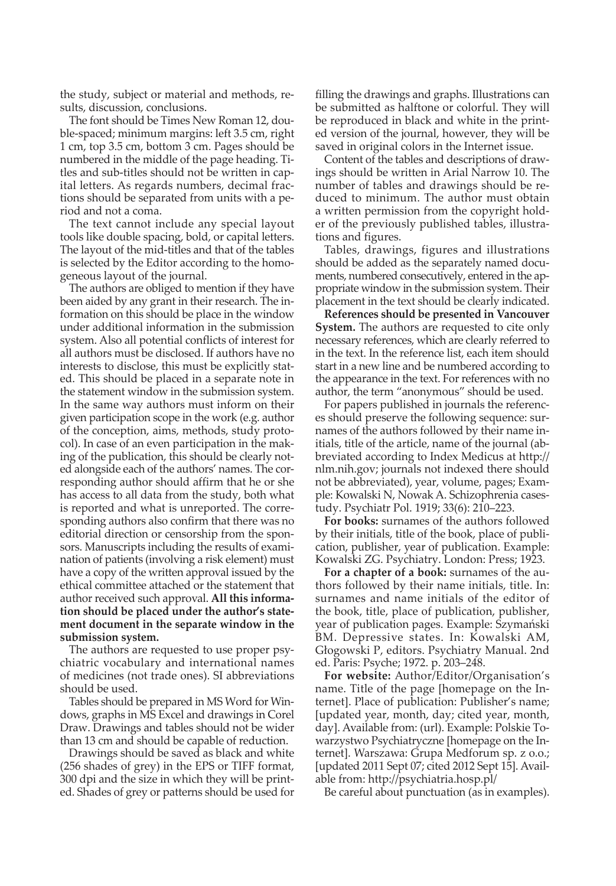the study, subject or material and methods, results, discussion, conclusions.

The font should be Times New Roman 12, double-spaced; minimum margins: left 3.5 cm, right 1 cm, top 3.5 cm, bottom 3 cm. Pages should be numbered in the middle of the page heading. Titles and sub-titles should not be written in capital letters. As regards numbers, decimal fractions should be separated from units with a period and not a coma.

The text cannot include any special layout tools like double spacing, bold, or capital letters. The layout of the mid-titles and that of the tables is selected by the Editor according to the homogeneous layout of the journal.

The authors are obliged to mention if they have been aided by any grant in their research. The information on this should be place in the window under additional information in the submission system. Also all potential conflicts of interest for all authors must be disclosed. If authors have no interests to disclose, this must be explicitly stated. This should be placed in a separate note in the statement window in the submission system. In the same way authors must inform on their given participation scope in the work (e.g. author of the conception, aims, methods, study protocol). In case of an even participation in the making of the publication, this should be clearly noted alongside each of the authors' names. The corresponding author should affirm that he or she has access to all data from the study, both what is reported and what is unreported. The corresponding authors also confirm that there was no editorial direction or censorship from the sponsors. Manuscripts including the results of examination of patients (involving a risk element) must have a copy of the written approval issued by the ethical committee attached or the statement that author received such approval. **All this information should be placed under the author's statement document in the separate window in the submission system.**

The authors are requested to use proper psychiatric vocabulary and international names of medicines (not trade ones). SI abbreviations should be used.

Tables should be prepared in MS Word for Windows, graphs in MS Excel and drawings in Corel Draw. Drawings and tables should not be wider than 13 cm and should be capable of reduction.

Drawings should be saved as black and white (256 shades of grey) in the EPS or TIFF format, 300 dpi and the size in which they will be printed. Shades of grey or patterns should be used for filling the drawings and graphs. Illustrations can be submitted as halftone or colorful. They will be reproduced in black and white in the printed version of the journal, however, they will be saved in original colors in the Internet issue.

Content of the tables and descriptions of drawings should be written in Arial Narrow 10. The number of tables and drawings should be reduced to minimum. The author must obtain a written permission from the copyright holder of the previously published tables, illustrations and figures.

Tables, drawings, figures and illustrations should be added as the separately named documents, numbered consecutively, entered in the appropriate window in the submission system. Their placement in the text should be clearly indicated.

**References should be presented in Vancouver System.** The authors are requested to cite only necessary references, which are clearly referred to in the text. In the reference list, each item should start in a new line and be numbered according to the appearance in the text. For references with no author, the term "anonymous" should be used.

For papers published in journals the references should preserve the following sequence: surnames of the authors followed by their name initials, title of the article, name of the journal (abbreviated according to Index Medicus at http://nlm.nih.gov; journals not indexed there should not be abbreviated), year, volume, pages; Example: Kowalski N, Nowak A. Schizophrenia casestudy. Psychiatr Pol. 1919; 33(6): 210–223.

**For books:** surnames of the authors followed by their initials, title of the book, place of publication, publisher, year of publication. Example: Kowalski ZG. Psychiatry. London: Press; 1923.

**For a chapter of a book:** surnames of the authors followed by their name initials, title. In: surnames and name initials of the editor of the book, title, place of publication, publisher, year of publication pages. Example: Szymański BM. Depressive states. In: Kowalski AM, Głogowski P, editors. Psychiatry Manual. 2nd ed. Paris: Psyche; 1972. p. 203–248.

**For website:** Author/Editor/Organisation's name. Title of the page [homepage on the Internet]. Place of publication: Publisher's name; [updated year, month, day; cited year, month, day]. Available from: (url). Example: Polskie Towarzystwo Psychiatryczne [homepage on the Internet]. Warszawa: Grupa Medforum sp. z o.o.; [updated 2011 Sept 07; cited 2012 Sept 15]. Available from: http://psychiatria.hosp.pl/

Be careful about punctuation (as in examples).